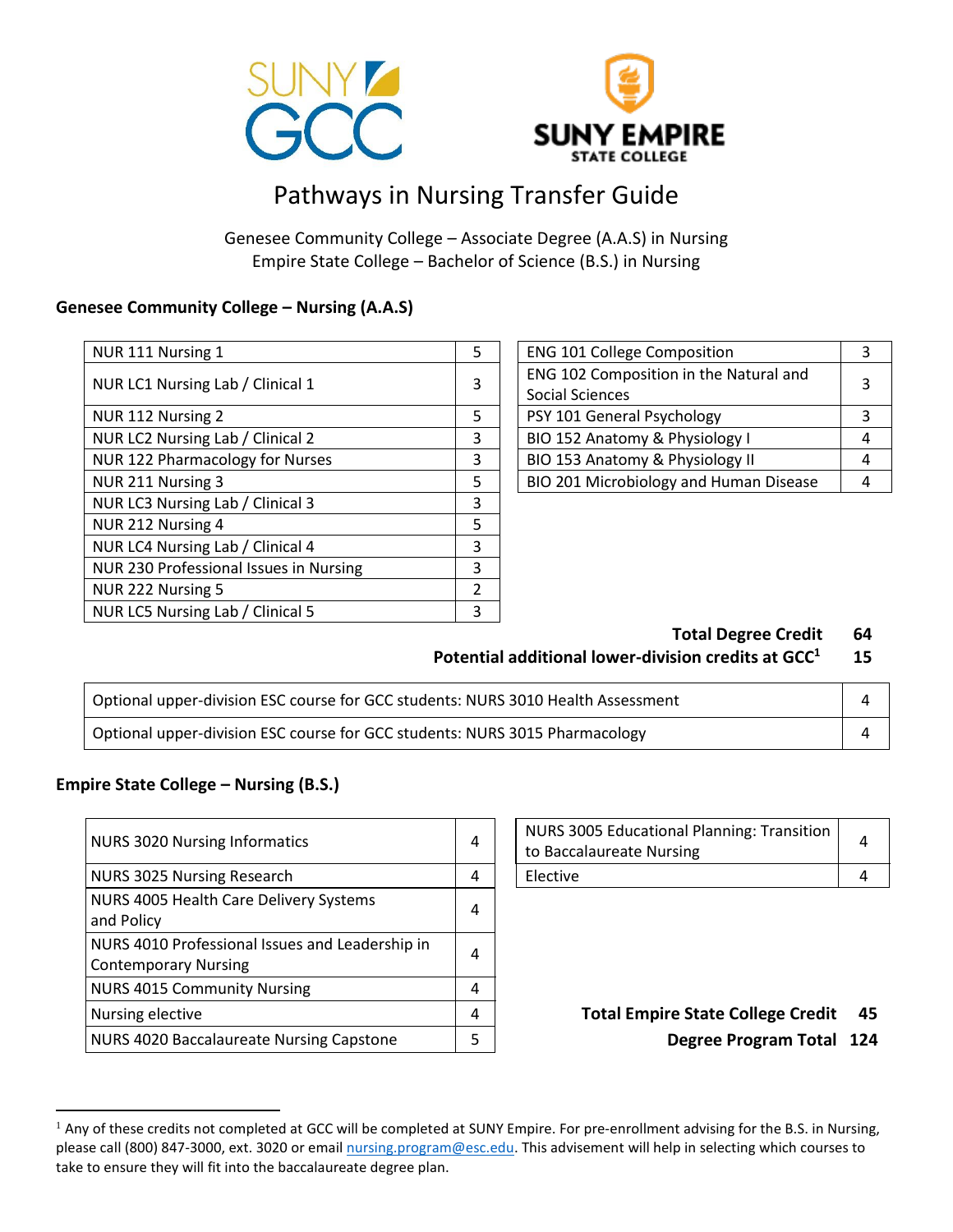# Pathways in Nursing Transfer Guide

Genesee Community College – Associate Degree (A.A.S) in Nursing
Empire State College – Bachelor of Science (B.S.) in Nursing

## Genesee Community College – Nursing (A.A.S)

| Course | Credits |
|---|---|
| NUR 111 Nursing 1 | 5 |
| NUR LC1 Nursing Lab / Clinical 1 | 3 |
| NUR 112 Nursing 2 | 5 |
| NUR LC2 Nursing Lab / Clinical 2 | 3 |
| NUR 122 Pharmacology for Nurses | 3 |
| NUR 211 Nursing 3 | 5 |
| NUR LC3 Nursing Lab / Clinical 3 | 3 |
| NUR 212 Nursing 4 | 5 |
| NUR LC4 Nursing Lab / Clinical 4 | 3 |
| NUR 230 Professional Issues in Nursing | 3 |
| NUR 222 Nursing 5 | 2 |
| NUR LC5 Nursing Lab / Clinical 5 | 3 |

| Course | Credits |
|---|---|
| ENG 101 College Composition | 3 |
| ENG 102 Composition in the Natural and Social Sciences | 3 |
| PSY 101 General Psychology | 3 |
| BIO 152 Anatomy & Physiology I | 4 |
| BIO 153 Anatomy & Physiology II | 4 |
| BIO 201 Microbiology and Human Disease | 4 |

**Total Degree Credit** **64**

**Potential additional lower-division credits at GCC[1]** **15**

| Course | Credits |
|---|---|
| Optional upper-division ESC course for GCC students: NURS 3010 Health Assessment | 4 |
| Optional upper-division ESC course for GCC students: NURS 3015 Pharmacology | 4 |

## Empire State College – Nursing (B.S.)

| Course | Credits |
|---|---|
| NURS 3020 Nursing Informatics | 4 |
| NURS 3025 Nursing Research | 4 |
| NURS 4005 Health Care Delivery Systems and Policy | 4 |
| NURS 4010 Professional Issues and Leadership in Contemporary Nursing | 4 |
| NURS 4015 Community Nursing | 4 |
| Nursing elective | 4 |
| NURS 4020 Baccalaureate Nursing Capstone | 5 |

| Course | Credits |
|---|---|
| NURS 3005 Educational Planning: Transition to Baccalaureate Nursing | 4 |
| Elective | 4 |

**Total Empire State College Credit** **45**

**Degree Program Total** **124**

[1] Any of these credits not completed at GCC will be completed at SUNY Empire. For pre-enrollment advising for the B.S. in Nursing, please call (800) 847-3000, ext. 3020 or email nursing.program@esc.edu. This advisement will help in selecting which courses to take to ensure they will fit into the baccalaureate degree plan.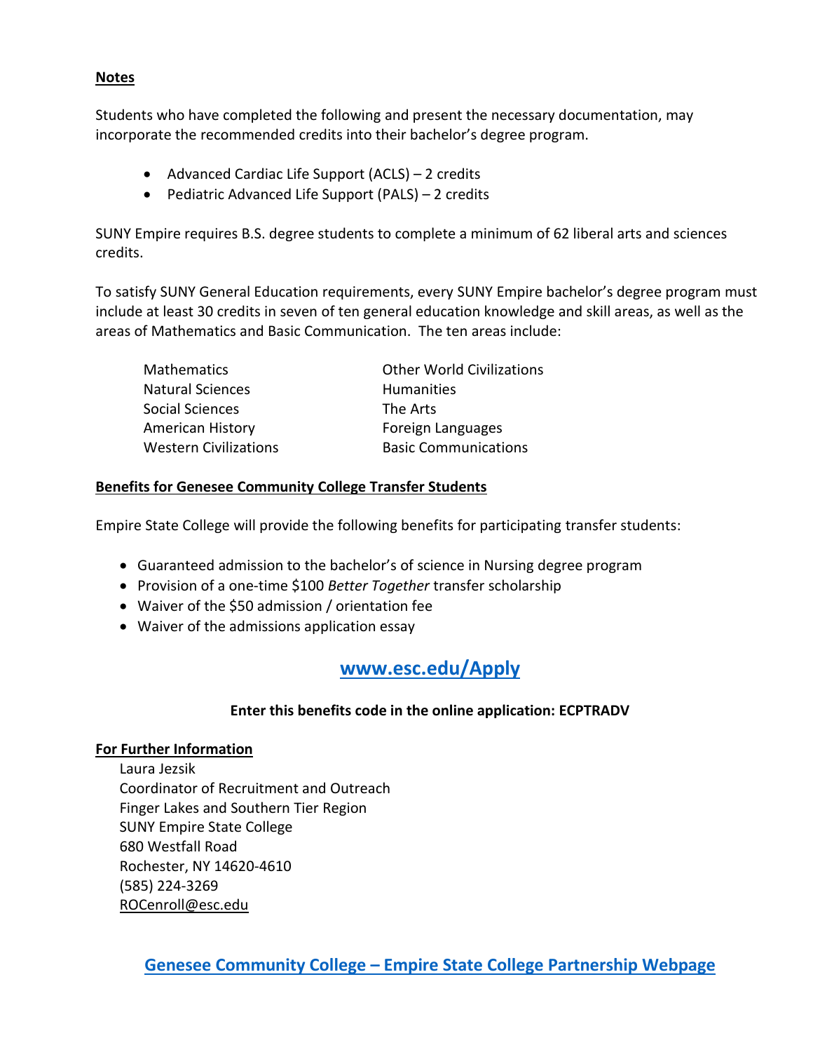**Notes**

Students who have completed the following and present the necessary documentation, may incorporate the recommended credits into their bachelor's degree program.

- Advanced Cardiac Life Support (ACLS) – 2 credits
- Pediatric Advanced Life Support (PALS) – 2 credits

SUNY Empire requires B.S. degree students to complete a minimum of 62 liberal arts and sciences credits.

To satisfy SUNY General Education requirements, every SUNY Empire bachelor's degree program must include at least 30 credits in seven of ten general education knowledge and skill areas, as well as the areas of Mathematics and Basic Communication. The ten areas include:

| | |
|---|---|
| Mathematics | Other World Civilizations |
| Natural Sciences | Humanities |
| Social Sciences | The Arts |
| American History | Foreign Languages |
| Western Civilizations | Basic Communications |

**Benefits for Genesee Community College Transfer Students**

Empire State College will provide the following benefits for participating transfer students:

- Guaranteed admission to the bachelor's of science in Nursing degree program
- Provision of a one-time $100 *Better Together* transfer scholarship
- Waiver of the $50 admission / orientation fee
- Waiver of the admissions application essay

## www.esc.edu/Apply

**Enter this benefits code in the online application: ECPTRADV**

**For Further Information**

Laura Jezsik
Coordinator of Recruitment and Outreach
Finger Lakes and Southern Tier Region
SUNY Empire State College
680 Westfall Road
Rochester, NY 14620-4610
(585) 224-3269
ROCenroll@esc.edu

**Genesee Community College – Empire State College Partnership Webpage**